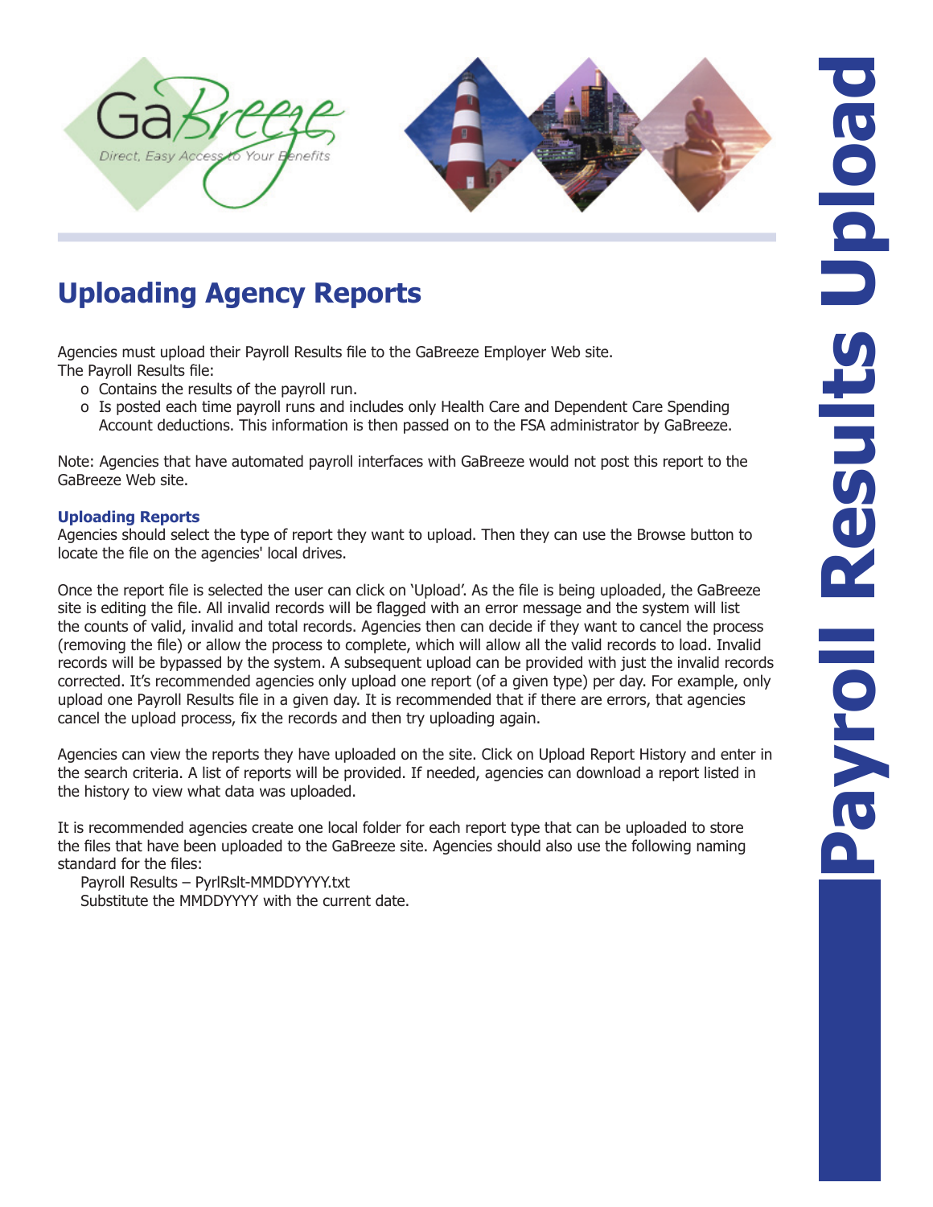# Uploading Agency Reports

Agencies must upload their Payroll Results file to the GaBreeze Employer Web site.
The Payroll Results file:

- Contains the results of the payroll run.
- Is posted each time payroll runs and includes only Health Care and Dependent Care Spending Account deductions. This information is then passed on to the FSA administrator by GaBreeze.

Note: Agencies that have automated payroll interfaces with GaBreeze would not post this report to the GaBreeze Web site.

### Uploading Reports

Agencies should select the type of report they want to upload. Then they can use the Browse button to locate the file on the agencies' local drives.

Once the report file is selected the user can click on 'Upload'. As the file is being uploaded, the GaBreeze site is editing the file. All invalid records will be flagged with an error message and the system will list the counts of valid, invalid and total records. Agencies then can decide if they want to cancel the process (removing the file) or allow the process to complete, which will allow all the valid records to load. Invalid records will be bypassed by the system. A subsequent upload can be provided with just the invalid records corrected. It's recommended agencies only upload one report (of a given type) per day. For example, only upload one Payroll Results file in a given day. It is recommended that if there are errors, that agencies cancel the upload process, fix the records and then try uploading again.

Agencies can view the reports they have uploaded on the site. Click on Upload Report History and enter in the search criteria. A list of reports will be provided. If needed, agencies can download a report listed in the history to view what data was uploaded.

It is recommended agencies create one local folder for each report type that can be uploaded to store the files that have been uploaded to the GaBreeze site. Agencies should also use the following naming standard for the files:

Payroll Results – PyrlRslt-MMDDYYYY.txt
Substitute the MMDDYYYY with the current date.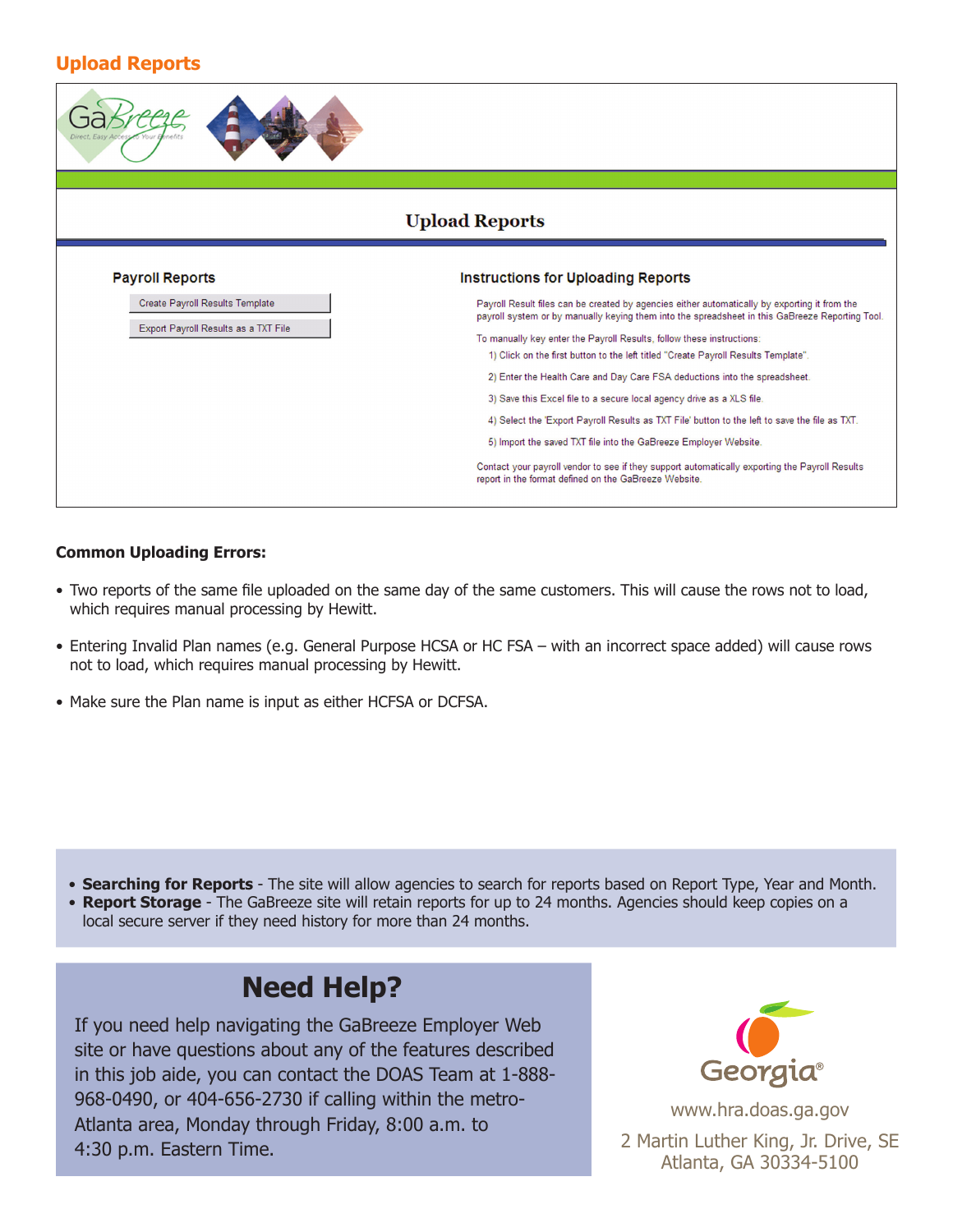## Upload Reports

GaBreeze
Direct, Easy Access to Your Benefits

### Upload Reports

**Payroll Reports**

Create Payroll Results Template

Export Payroll Results as a TXT File

**Instructions for Uploading Reports**

Payroll Result files can be created by agencies either automatically by exporting it from the payroll system or by manually keying them into the spreadsheet in this GaBreeze Reporting Tool.

To manually key enter the Payroll Results, follow these instructions:

1) Click on the first button to the left titled "Create Payroll Results Template".

2) Enter the Health Care and Day Care FSA deductions into the spreadsheet.

3) Save this Excel file to a secure local agency drive as a XLS file.

4) Select the 'Export Payroll Results as TXT File' button to the left to save the file as TXT.

5) Import the saved TXT file into the GaBreeze Employer Website.

Contact your payroll vendor to see if they support automatically exporting the Payroll Results report in the format defined on the GaBreeze Website.

**Common Uploading Errors:**

- Two reports of the same file uploaded on the same day of the same customers. This will cause the rows not to load, which requires manual processing by Hewitt.
- Entering Invalid Plan names (e.g. General Purpose HCSA or HC FSA – with an incorrect space added) will cause rows not to load, which requires manual processing by Hewitt.
- Make sure the Plan name is input as either HCFSA or DCFSA.

- **Searching for Reports** - The site will allow agencies to search for reports based on Report Type, Year and Month.
- **Report Storage** - The GaBreeze site will retain reports for up to 24 months. Agencies should keep copies on a local secure server if they need history for more than 24 months.

## Need Help?

If you need help navigating the GaBreeze Employer Web site or have questions about any of the features described in this job aide, you can contact the DOAS Team at 1-888-968-0490, or 404-656-2730 if calling within the metro-Atlanta area, Monday through Friday, 8:00 a.m. to 4:30 p.m. Eastern Time.

Georgia®

www.hra.doas.ga.gov

2 Martin Luther King, Jr. Drive, SE
Atlanta, GA 30334-5100